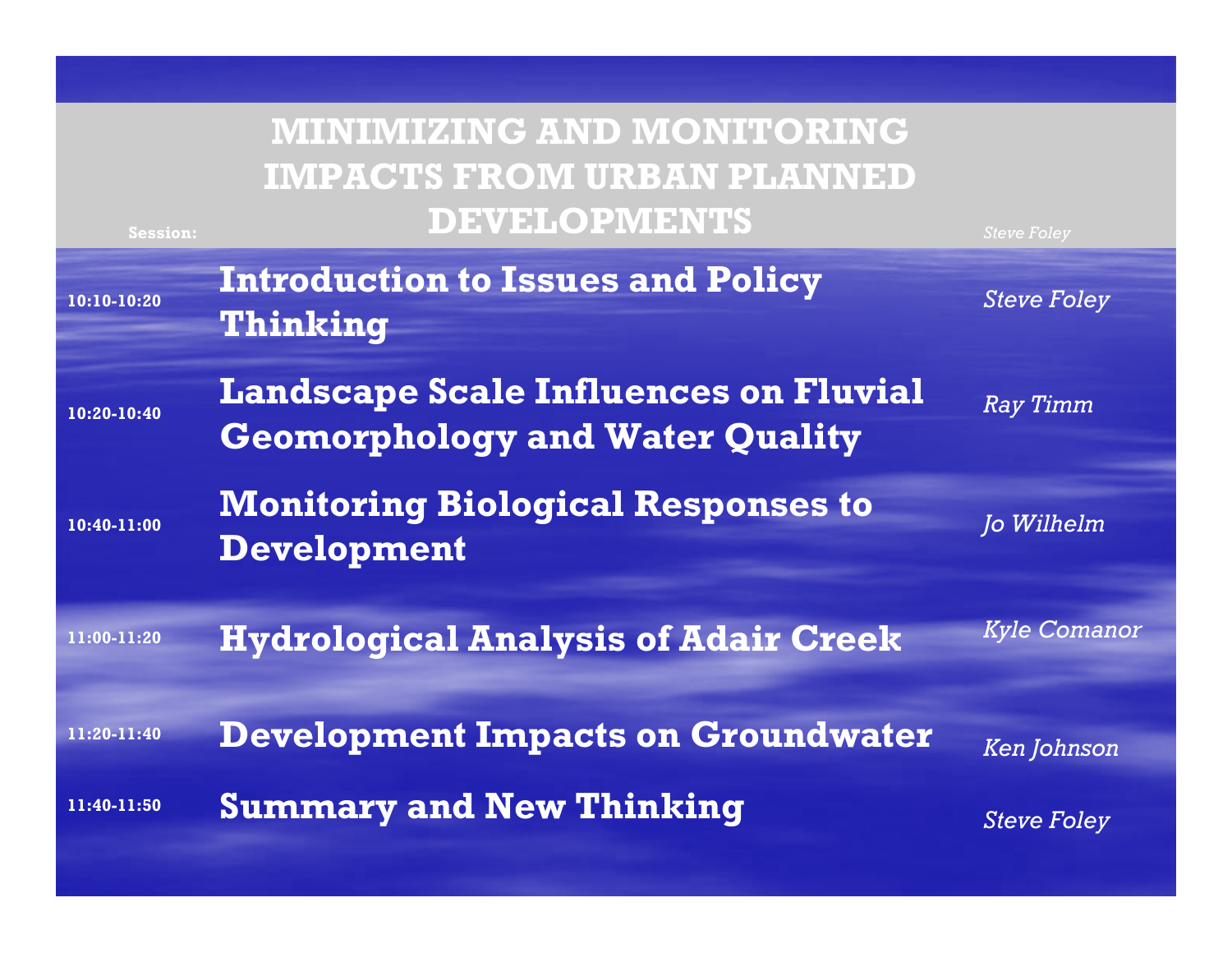# MINIMIZING AND MONITORING IMPACTS FROM URBAN PLANNED DEVELOPMENTS

**Session:** *Steve Foley*

| Time | Topic | Presenter |
| --- | --- | --- |
| 10:10-10:20 | **Introduction to Issues and Policy Thinking** | *Steve Foley* |
| 10:20-10:40 | **Landscape Scale Influences on Fluvial Geomorphology and Water Quality** | *Ray Timm* |
| 10:40-11:00 | **Monitoring Biological Responses to Development** | *Jo Wilhelm* |
| 11:00-11:20 | **Hydrological Analysis of Adair Creek** | *Kyle Comanor* |
| 11:20-11:40 | **Development Impacts on Groundwater** | *Ken Johnson* |
| 11:40-11:50 | **Summary and New Thinking** | *Steve Foley* |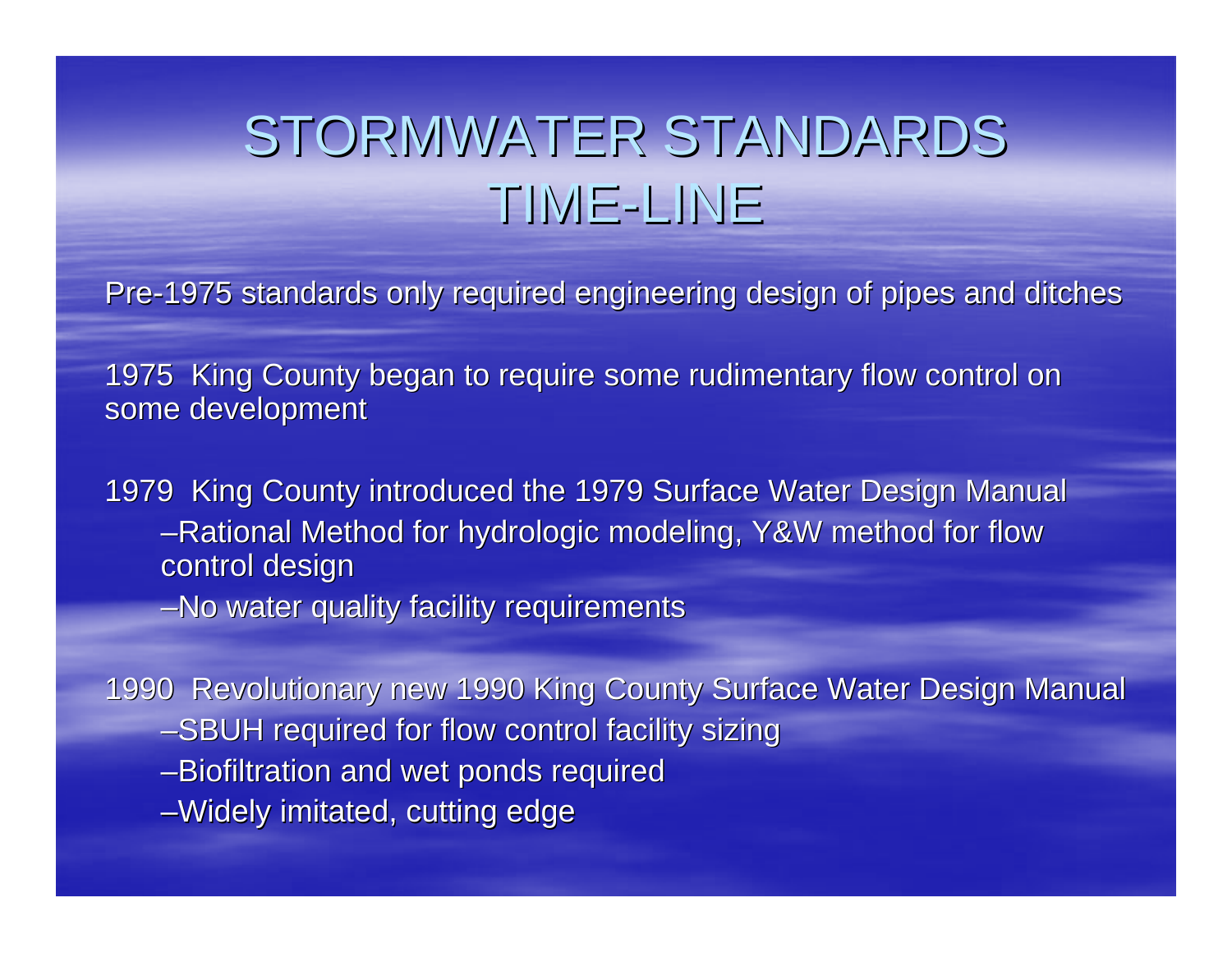# STORMWATER STANDARDS TIME-LINE

Pre-1975 standards only required engineering design of pipes and ditches

1975 King County began to require some rudimentary flow control on some development

1979 King County introduced the 1979 Surface Water Design Manual

- –Rational Method for hydrologic modeling, Y&W method for flow control design
- –No water quality facility requirements

1990 Revolutionary new 1990 King County Surface Water Design Manual

- –SBUH required for flow control facility sizing
- –Biofiltration and wet ponds required
- –Widely imitated, cutting edge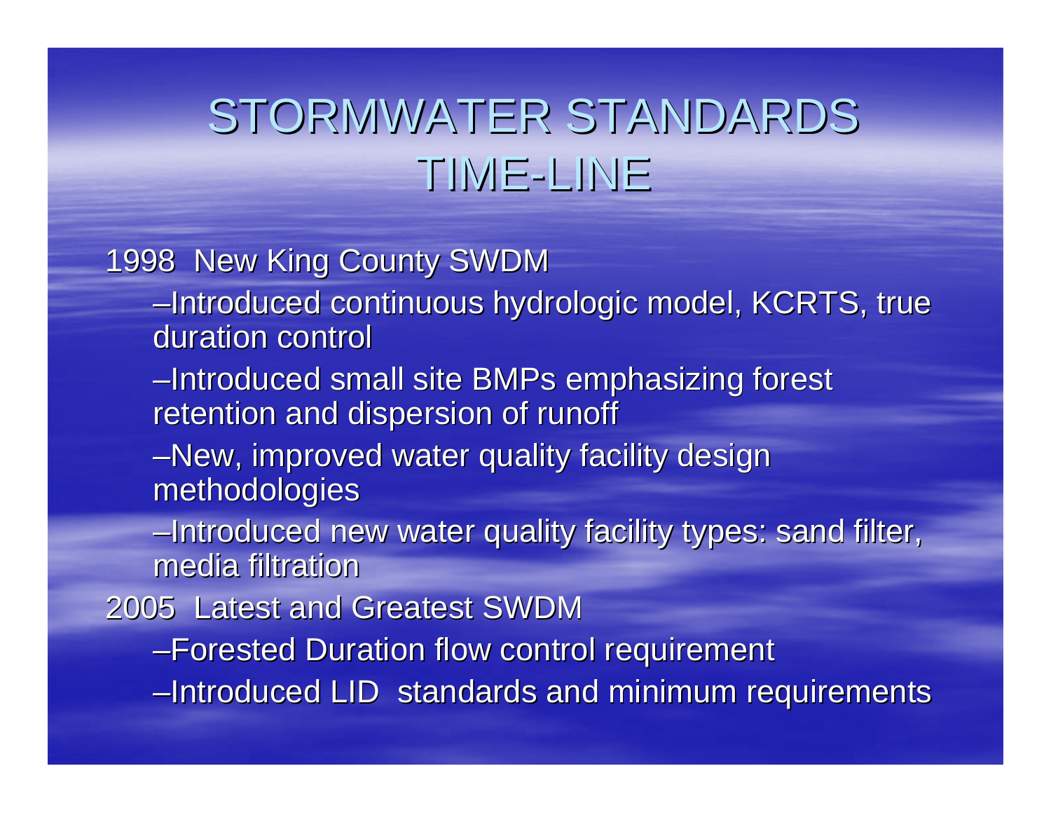# STORMWATER STANDARDS TIME-LINE

1998 New King County SWDM

- Introduced continuous hydrologic model, KCRTS, true duration control
- Introduced small site BMPs emphasizing forest retention and dispersion of runoff
- New, improved water quality facility design methodologies
- Introduced new water quality facility types: sand filter, media filtration

2005 Latest and Greatest SWDM

- Forested Duration flow control requirement
- Introduced LID standards and minimum requirements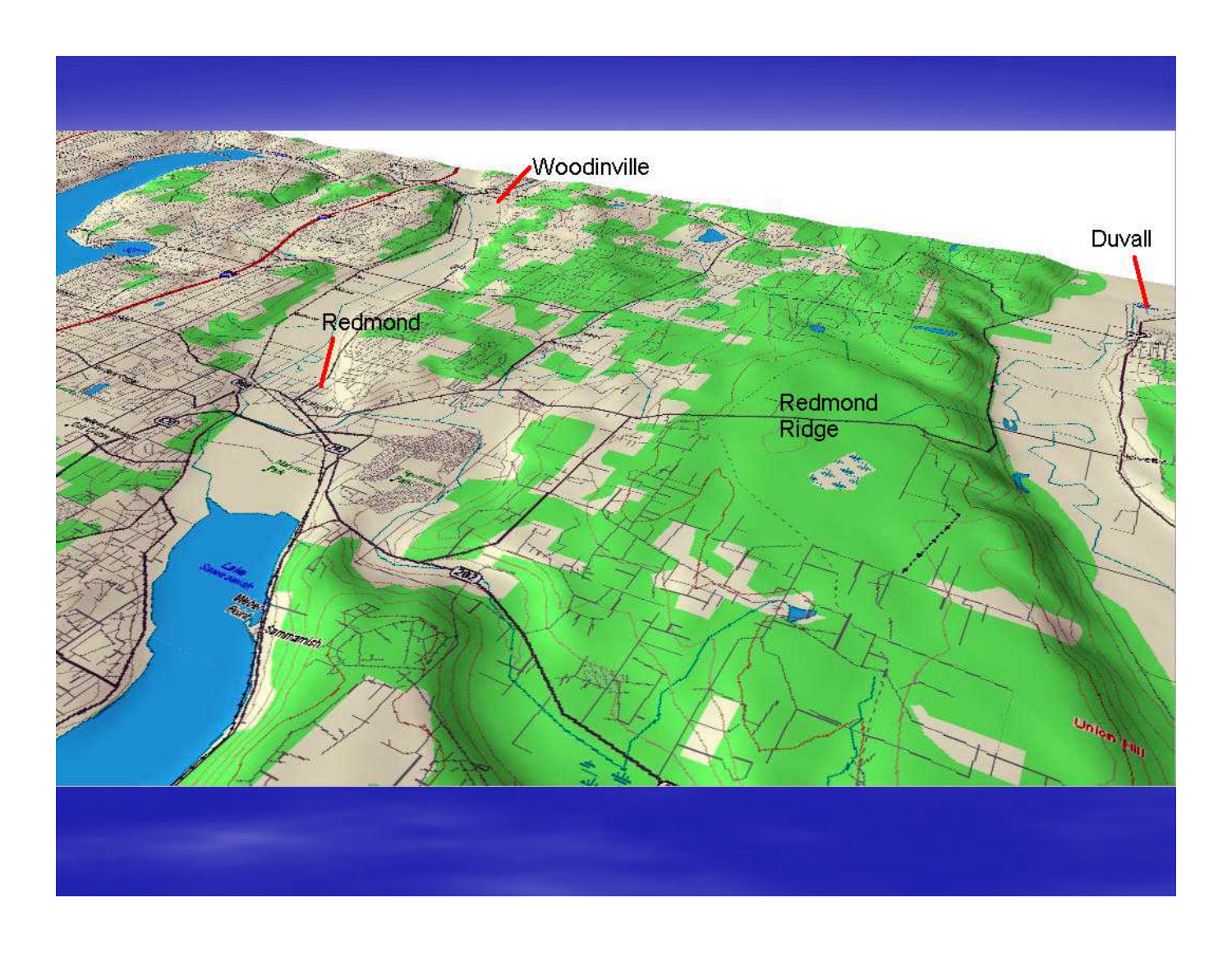Woodinville

Duvall

Redmond

Redmond Ridge

Union Hill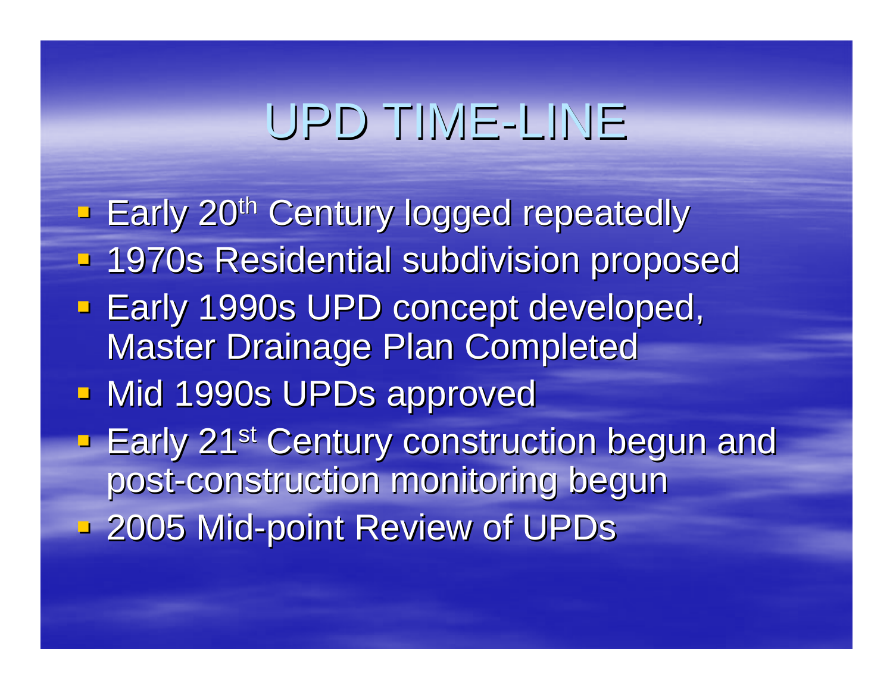# UPD TIME-LINE

- Early 20th Century logged repeatedly
- 1970s Residential subdivision proposed
- Early 1990s UPD concept developed, Master Drainage Plan Completed
- Mid 1990s UPDs approved
- Early 21st Century construction begun and post-construction monitoring begun
- 2005 Mid-point Review of UPDs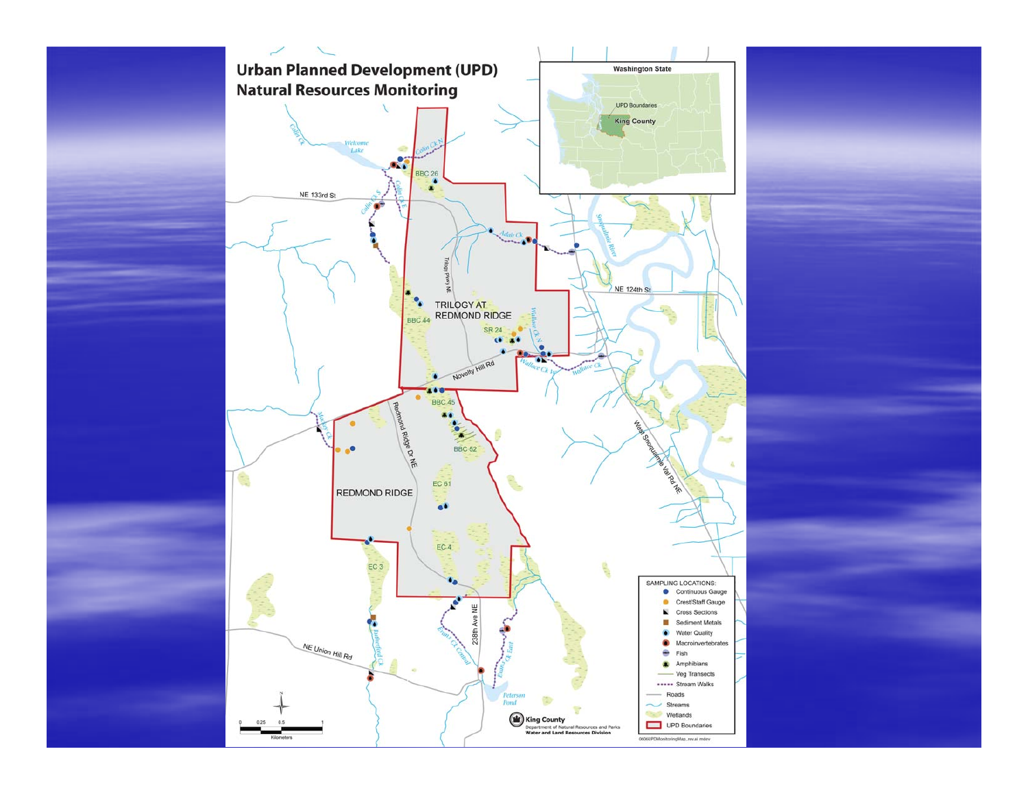# Urban Planned Development (UPD) Natural Resources Monitoring

Washington State

UPD Boundaries

King County

TRILOGY AT REDMOND RIDGE

REDMOND RIDGE

NE 133rd St

NE 124th St

Novelty Hill Rd

Trilogy Pkwy NE

Redmond Ridge Dr NE

238th Ave NE

NE Union Hill Rd

West Snoqualmie Val Rd NE

Snoqualmie River

Welcome Lake

Peterson Pond

Colin Ck

Colin Ck N

Colin Ck S

Colin Ck E

Adair Ck

Wallace Ck N

Wallace Ck W

Wallace Ck

Mackey Ck

Evans Ck Central

Evans Ck East

Rutherford Ck

BBC 26

BBC 44

SR 24

BBC 45

BBC 52

EC 61

EC 4

EC 3

SAMPLING LOCATIONS:

- Continuous Gauge
- Crest/Staff Gauge
- Cross Sections
- Sediment Metals
- Water Quality
- Macroinvertebrates
- Fish
- Amphibians
- Veg Transects
- Stream Walks
- Roads
- Streams
- Wetlands
- UPD Boundaries

0 0.25 0.5 1

Kilometers

King County
Department of Natural Resources and Parks
Water and Land Resources Division

0606UPDMonitoringMap_rev.ai mdev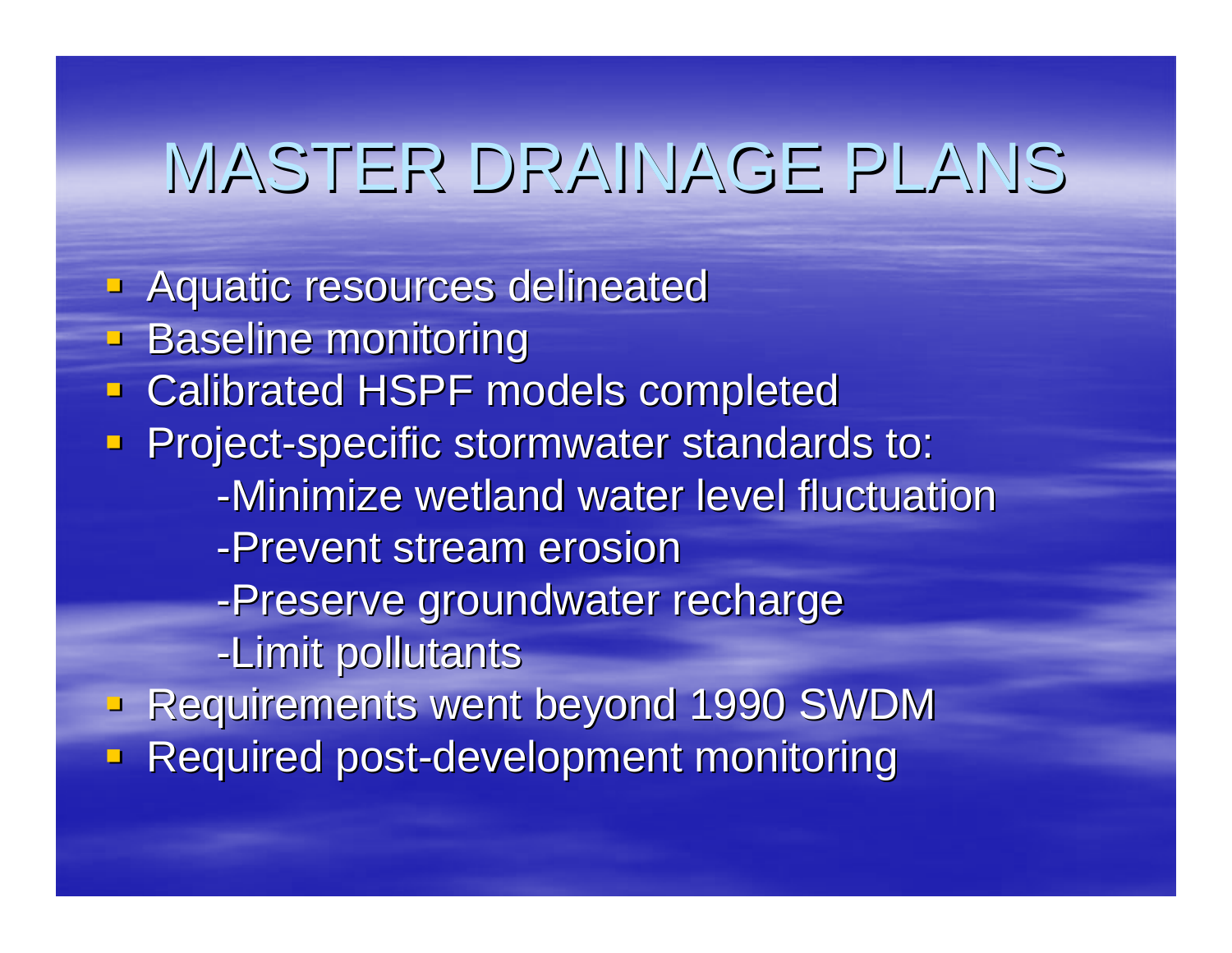# MASTER DRAINAGE PLANS

- Aquatic resources delineated
- Baseline monitoring
- Calibrated HSPF models completed
- Project-specific stormwater standards to:
  - -Minimize wetland water level fluctuation
  - -Prevent stream erosion
  - -Preserve groundwater recharge
  - -Limit pollutants
- Requirements went beyond 1990 SWDM
- Required post-development monitoring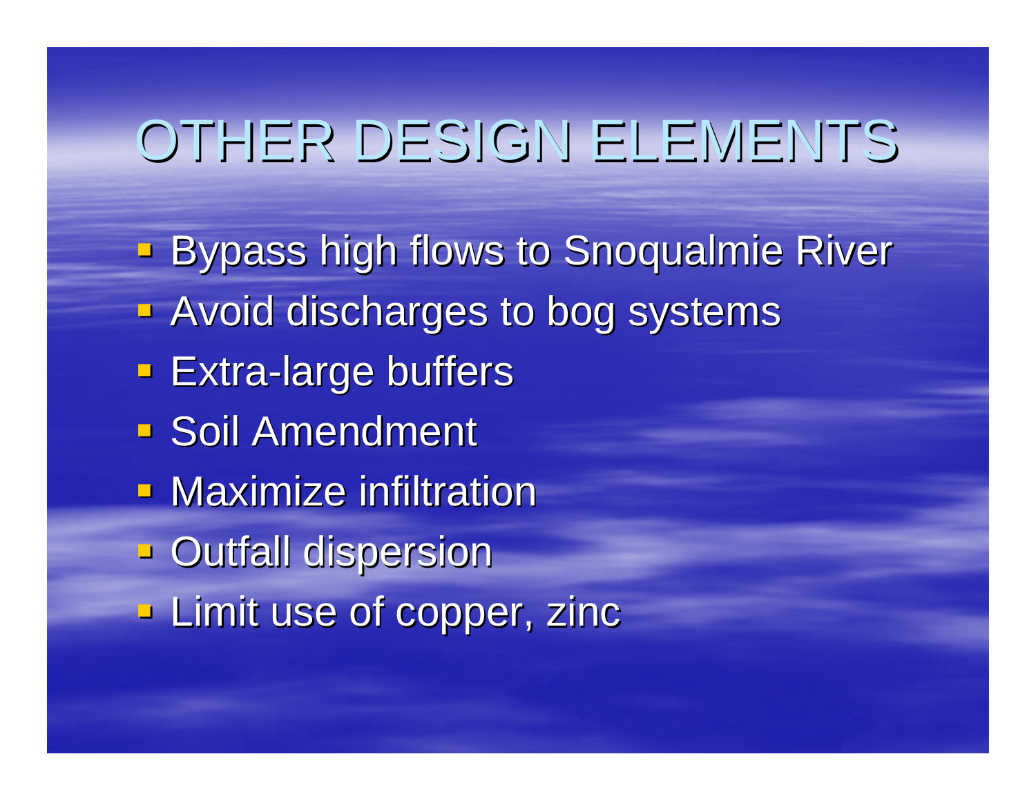# OTHER DESIGN ELEMENTS

- Bypass high flows to Snoqualmie River
- Avoid discharges to bog systems
- Extra-large buffers
- Soil Amendment
- Maximize infiltration
- Outfall dispersion
- Limit use of copper, zinc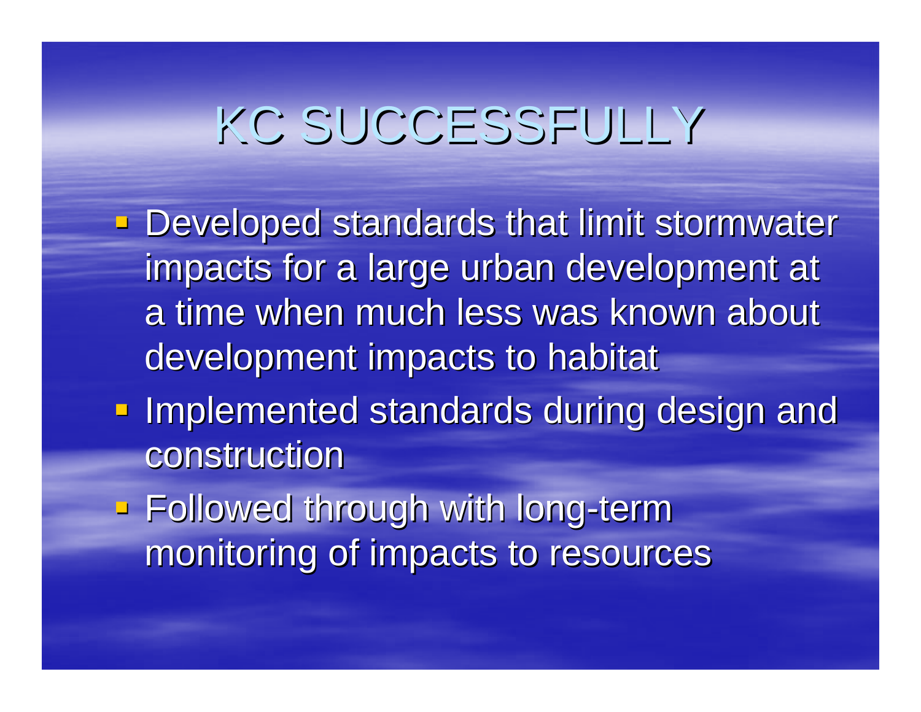# KC SUCCESSFULLY

- Developed standards that limit stormwater impacts for a large urban development at a time when much less was known about development impacts to habitat
- Implemented standards during design and construction
- Followed through with long-term monitoring of impacts to resources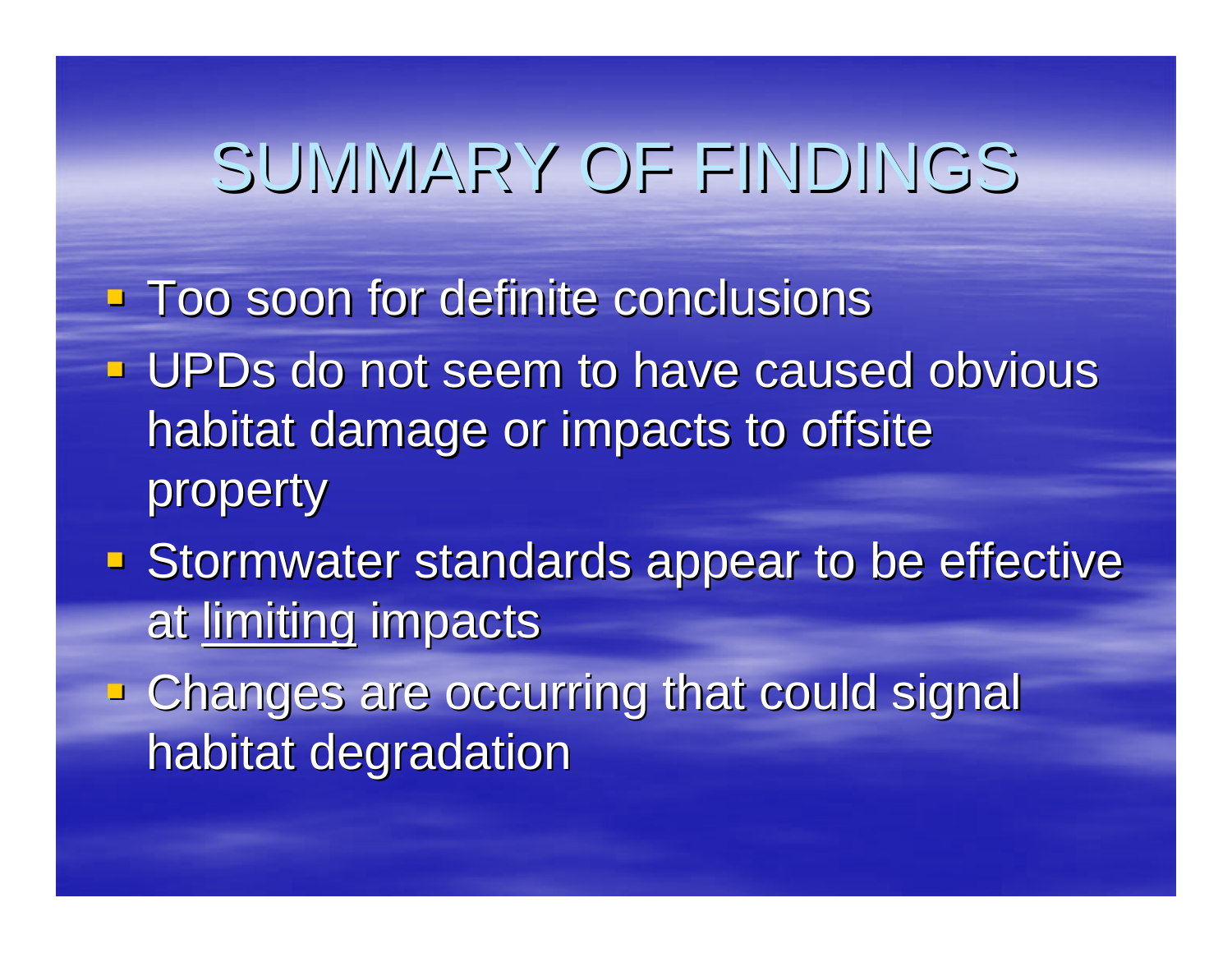# SUMMARY OF FINDINGS

- Too soon for definite conclusions
- UPDs do not seem to have caused obvious habitat damage or impacts to offsite property
- Stormwater standards appear to be effective at <u>limiting</u> impacts
- Changes are occurring that could signal habitat degradation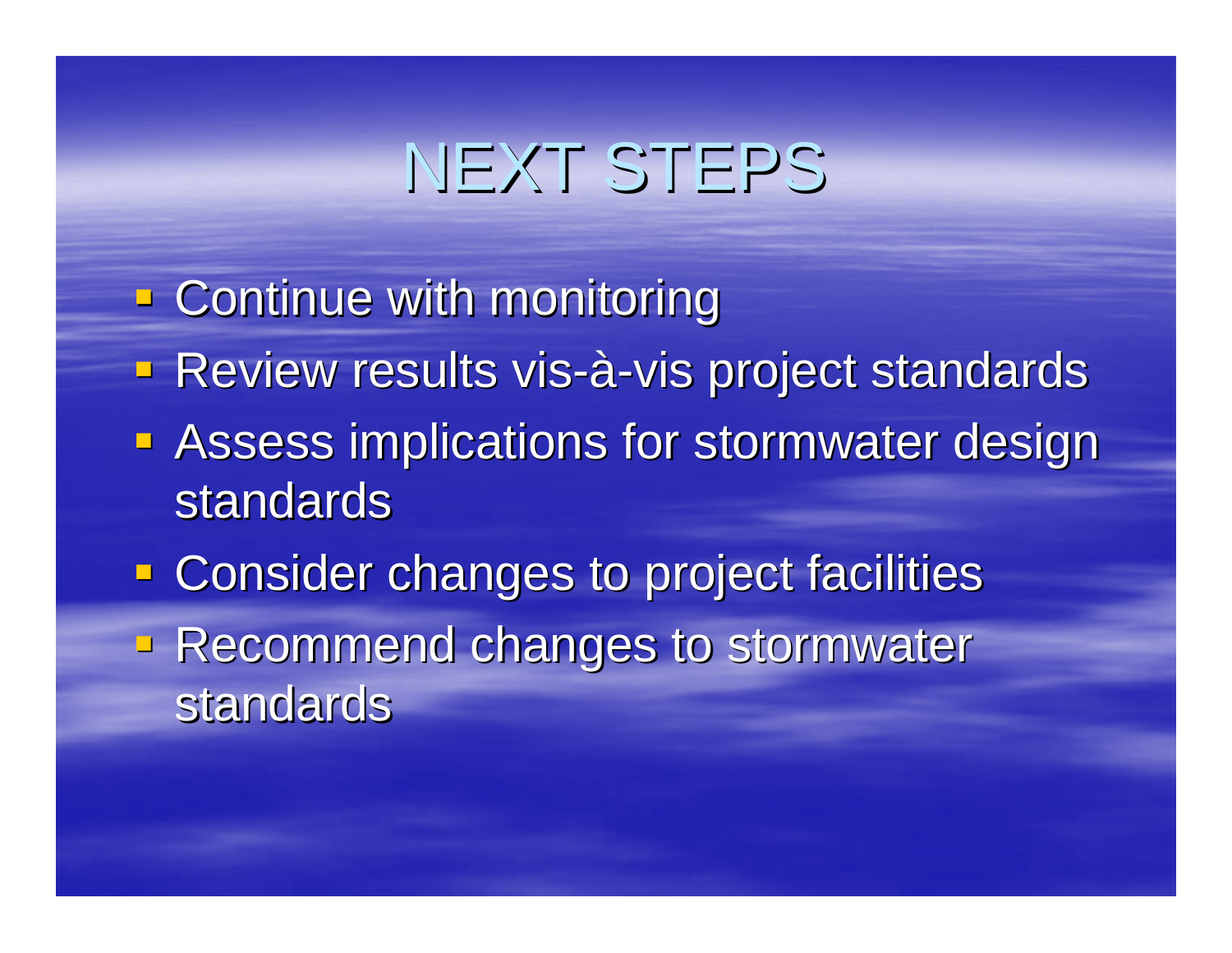# NEXT STEPS

- Continue with monitoring
- Review results vis-à-vis project standards
- Assess implications for stormwater design standards
- Consider changes to project facilities
- Recommend changes to stormwater standards